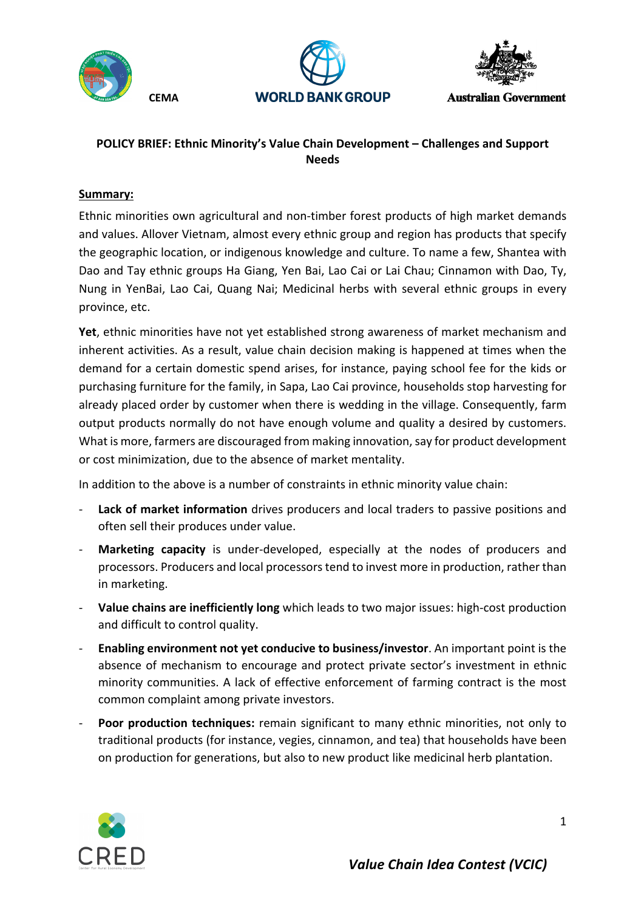CEMA WORLD BANK GROUP Australian Government

# POLICY BRIEF: Ethnic Minority's Value Chain Development – Challenges and Support Needs

**Summary:**

Ethnic minorities own agricultural and non-timber forest products of high market demands and values. Allover Vietnam, almost every ethnic group and region has products that specify the geographic location, or indigenous knowledge and culture. To name a few, Shantea with Dao and Tay ethnic groups Ha Giang, Yen Bai, Lao Cai or Lai Chau; Cinnamon with Dao, Ty, Nung in YenBai, Lao Cai, Quang Nai; Medicinal herbs with several ethnic groups in every province, etc.

**Yet**, ethnic minorities have not yet established strong awareness of market mechanism and inherent activities. As a result, value chain decision making is happened at times when the demand for a certain domestic spend arises, for instance, paying school fee for the kids or purchasing furniture for the family, in Sapa, Lao Cai province, households stop harvesting for already placed order by customer when there is wedding in the village. Consequently, farm output products normally do not have enough volume and quality a desired by customers. What is more, farmers are discouraged from making innovation, say for product development or cost minimization, due to the absence of market mentality.

In addition to the above is a number of constraints in ethnic minority value chain:

- **Lack of market information** drives producers and local traders to passive positions and often sell their produces under value.
- **Marketing capacity** is under-developed, especially at the nodes of producers and processors. Producers and local processors tend to invest more in production, rather than in marketing.
- **Value chains are inefficiently long** which leads to two major issues: high-cost production and difficult to control quality.
- **Enabling environment not yet conducive to business/investor**. An important point is the absence of mechanism to encourage and protect private sector's investment in ethnic minority communities. A lack of effective enforcement of farming contract is the most common complaint among private investors.
- **Poor production techniques:** remain significant to many ethnic minorities, not only to traditional products (for instance, vegies, cinnamon, and tea) that households have been on production for generations, but also to new product like medicinal herb plantation.

CRED

*Value Chain Idea Contest (VCIC)*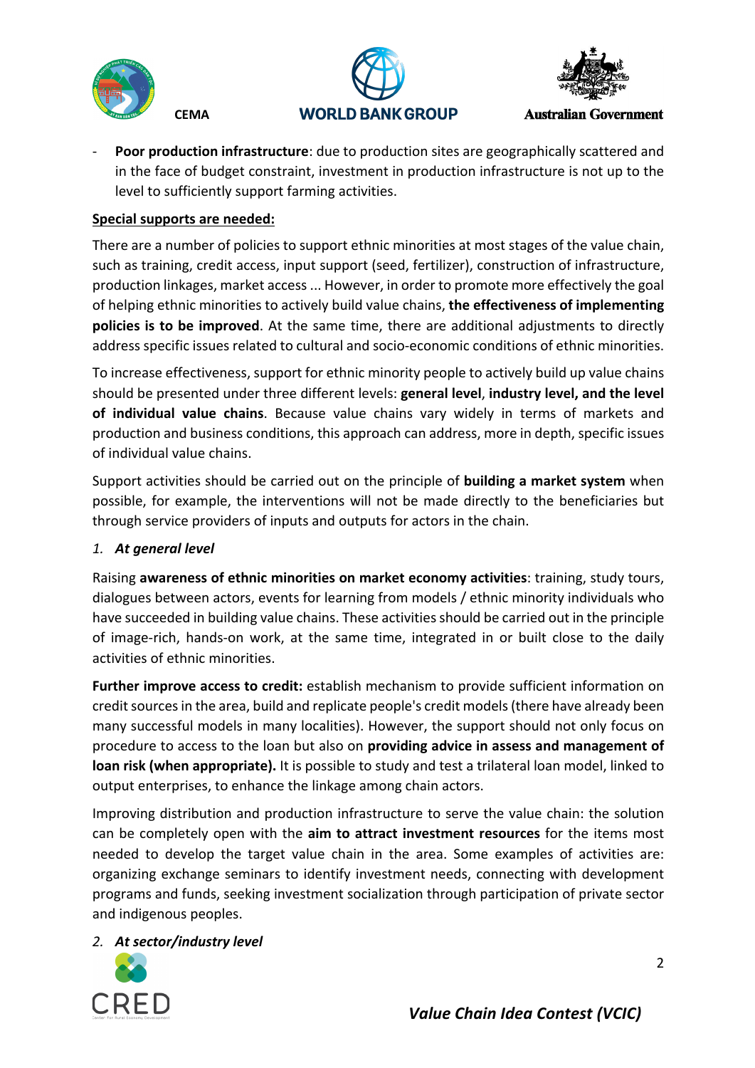- **Poor production infrastructure**: due to production sites are geographically scattered and in the face of budget constraint, investment in production infrastructure is not up to the level to sufficiently support farming activities.

**Special supports are needed:**

There are a number of policies to support ethnic minorities at most stages of the value chain, such as training, credit access, input support (seed, fertilizer), construction of infrastructure, production linkages, market access ... However, in order to promote more effectively the goal of helping ethnic minorities to actively build value chains, **the effectiveness of implementing policies is to be improved**. At the same time, there are additional adjustments to directly address specific issues related to cultural and socio-economic conditions of ethnic minorities.

To increase effectiveness, support for ethnic minority people to actively build up value chains should be presented under three different levels: **general level**, **industry level, and the level of individual value chains**. Because value chains vary widely in terms of markets and production and business conditions, this approach can address, more in depth, specific issues of individual value chains.

Support activities should be carried out on the principle of **building a market system** when possible, for example, the interventions will not be made directly to the beneficiaries but through service providers of inputs and outputs for actors in the chain.

1. ***At general level***

Raising **awareness of ethnic minorities on market economy activities**: training, study tours, dialogues between actors, events for learning from models / ethnic minority individuals who have succeeded in building value chains. These activities should be carried out in the principle of image-rich, hands-on work, at the same time, integrated in or built close to the daily activities of ethnic minorities.

**Further improve access to credit:** establish mechanism to provide sufficient information on credit sources in the area, build and replicate people's credit models (there have already been many successful models in many localities). However, the support should not only focus on procedure to access to the loan but also on **providing advice in assess and management of loan risk (when appropriate).** It is possible to study and test a trilateral loan model, linked to output enterprises, to enhance the linkage among chain actors.

Improving distribution and production infrastructure to serve the value chain: the solution can be completely open with the **aim to attract investment resources** for the items most needed to develop the target value chain in the area. Some examples of activities are: organizing exchange seminars to identify investment needs, connecting with development programs and funds, seeking investment socialization through participation of private sector and indigenous peoples.

2. ***At sector/industry level***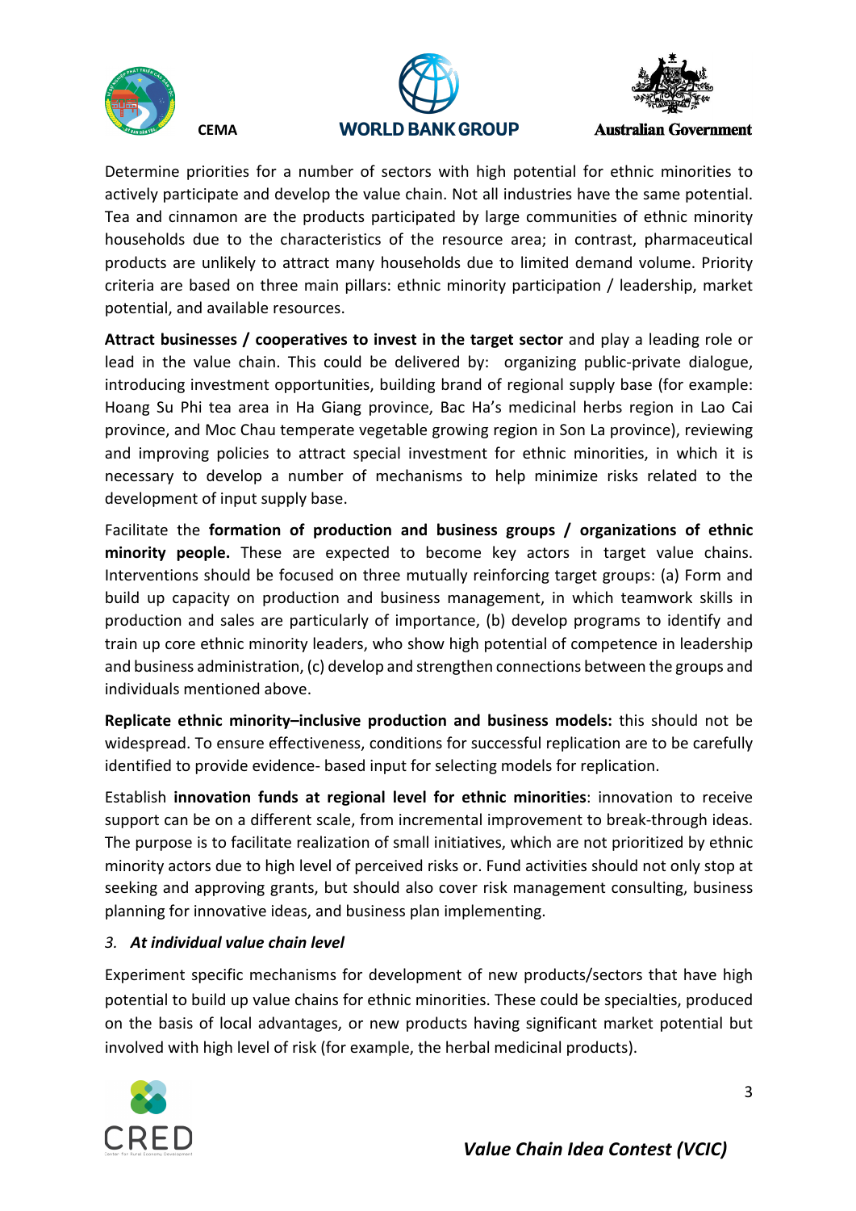Determine priorities for a number of sectors with high potential for ethnic minorities to actively participate and develop the value chain. Not all industries have the same potential. Tea and cinnamon are the products participated by large communities of ethnic minority households due to the characteristics of the resource area; in contrast, pharmaceutical products are unlikely to attract many households due to limited demand volume. Priority criteria are based on three main pillars: ethnic minority participation / leadership, market potential, and available resources.

**Attract businesses / cooperatives to invest in the target sector** and play a leading role or lead in the value chain. This could be delivered by: organizing public-private dialogue, introducing investment opportunities, building brand of regional supply base (for example: Hoang Su Phi tea area in Ha Giang province, Bac Ha's medicinal herbs region in Lao Cai province, and Moc Chau temperate vegetable growing region in Son La province), reviewing and improving policies to attract special investment for ethnic minorities, in which it is necessary to develop a number of mechanisms to help minimize risks related to the development of input supply base.

Facilitate the **formation of production and business groups / organizations of ethnic minority people.** These are expected to become key actors in target value chains. Interventions should be focused on three mutually reinforcing target groups: (a) Form and build up capacity on production and business management, in which teamwork skills in production and sales are particularly of importance, (b) develop programs to identify and train up core ethnic minority leaders, who show high potential of competence in leadership and business administration, (c) develop and strengthen connections between the groups and individuals mentioned above.

**Replicate ethnic minority–inclusive production and business models:** this should not be widespread. To ensure effectiveness, conditions for successful replication are to be carefully identified to provide evidence- based input for selecting models for replication.

Establish **innovation funds at regional level for ethnic minorities**: innovation to receive support can be on a different scale, from incremental improvement to break-through ideas. The purpose is to facilitate realization of small initiatives, which are not prioritized by ethnic minority actors due to high level of perceived risks or. Fund activities should not only stop at seeking and approving grants, but should also cover risk management consulting, business planning for innovative ideas, and business plan implementing.

### *3. At individual value chain level*

Experiment specific mechanisms for development of new products/sectors that have high potential to build up value chains for ethnic minorities. These could be specialties, produced on the basis of local advantages, or new products having significant market potential but involved with high level of risk (for example, the herbal medicinal products).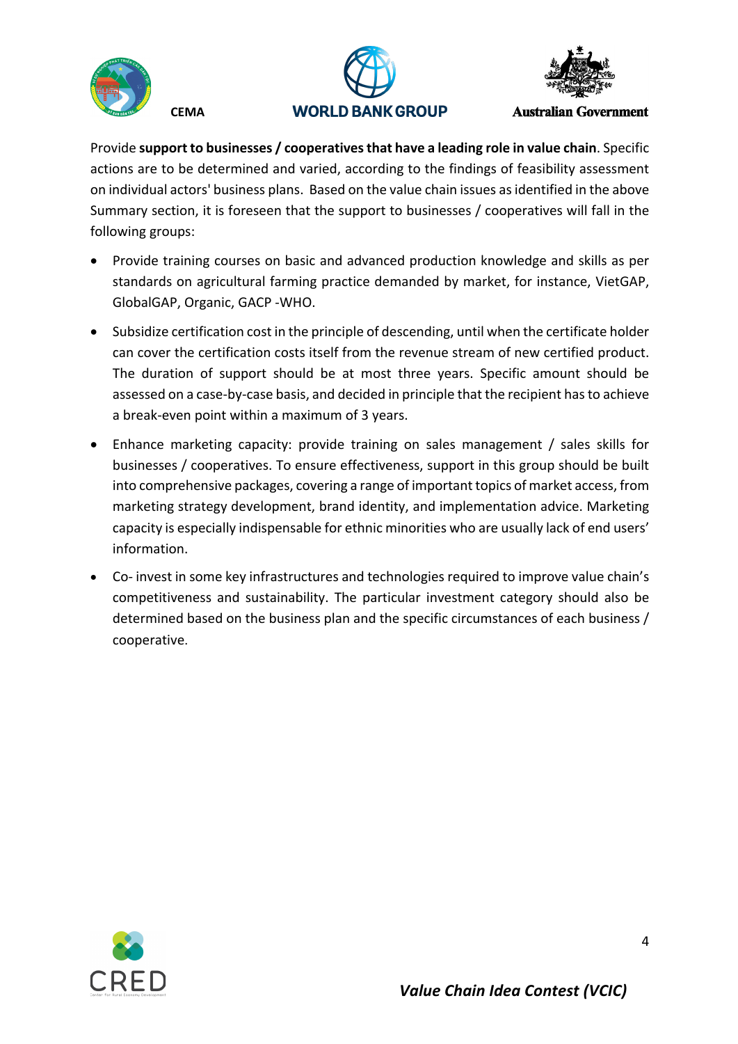Provide **support to businesses / cooperatives that have a leading role in value chain**. Specific actions are to be determined and varied, according to the findings of feasibility assessment on individual actors' business plans. Based on the value chain issues as identified in the above Summary section, it is foreseen that the support to businesses / cooperatives will fall in the following groups:

- Provide training courses on basic and advanced production knowledge and skills as per standards on agricultural farming practice demanded by market, for instance, VietGAP, GlobalGAP, Organic, GACP -WHO.
- Subsidize certification cost in the principle of descending, until when the certificate holder can cover the certification costs itself from the revenue stream of new certified product. The duration of support should be at most three years. Specific amount should be assessed on a case-by-case basis, and decided in principle that the recipient has to achieve a break-even point within a maximum of 3 years.
- Enhance marketing capacity: provide training on sales management / sales skills for businesses / cooperatives. To ensure effectiveness, support in this group should be built into comprehensive packages, covering a range of important topics of market access, from marketing strategy development, brand identity, and implementation advice. Marketing capacity is especially indispensable for ethnic minorities who are usually lack of end users' information.
- Co- invest in some key infrastructures and technologies required to improve value chain's competitiveness and sustainability. The particular investment category should also be determined based on the business plan and the specific circumstances of each business / cooperative.